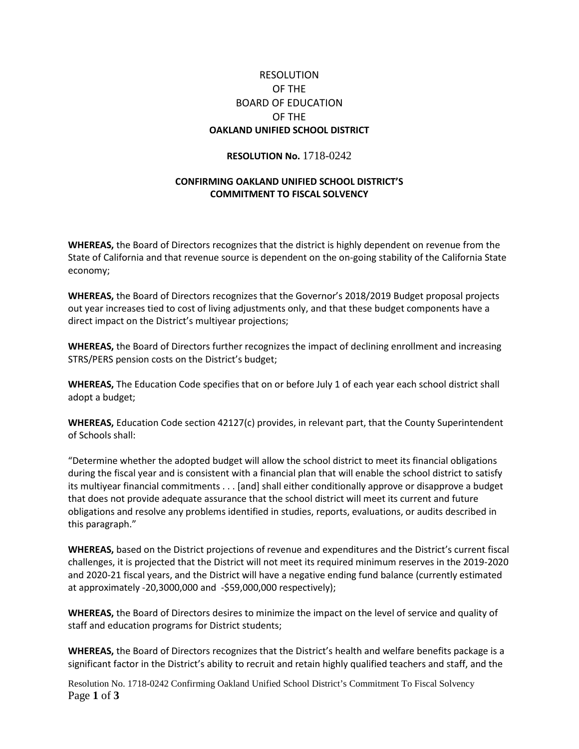# RESOLUTION OF THE BOARD OF EDUCATION OF THE OAKLAND UNIFIED SCHOOL DISTRICT

## RESOLUTION No. 1718-0242

## CONFIRMING OAKLAND UNIFIED SCHOOL DISTRICT'S COMMITMENT TO FISCAL SOLVENCY

**WHEREAS,** the Board of Directors recognizes that the district is highly dependent on revenue from the State of California and that revenue source is dependent on the on-going stability of the California State economy;

**WHEREAS,** the Board of Directors recognizes that the Governor's 2018/2019 Budget proposal projects out year increases tied to cost of living adjustments only, and that these budget components have a direct impact on the District's multiyear projections;

**WHEREAS,** the Board of Directors further recognizes the impact of declining enrollment and increasing STRS/PERS pension costs on the District's budget;

**WHEREAS,** The Education Code specifies that on or before July 1 of each year each school district shall adopt a budget;

**WHEREAS,** Education Code section 42127(c) provides, in relevant part, that the County Superintendent of Schools shall:

"Determine whether the adopted budget will allow the school district to meet its financial obligations during the fiscal year and is consistent with a financial plan that will enable the school district to satisfy its multiyear financial commitments . . . [and] shall either conditionally approve or disapprove a budget that does not provide adequate assurance that the school district will meet its current and future obligations and resolve any problems identified in studies, reports, evaluations, or audits described in this paragraph."

**WHEREAS,** based on the District projections of revenue and expenditures and the District's current fiscal challenges, it is projected that the District will not meet its required minimum reserves in the 2019-2020 and 2020-21 fiscal years, and the District will have a negative ending fund balance (currently estimated at approximately -20,3000,000 and -$59,000,000 respectively);

**WHEREAS,** the Board of Directors desires to minimize the impact on the level of service and quality of staff and education programs for District students;

**WHEREAS,** the Board of Directors recognizes that the District's health and welfare benefits package is a significant factor in the District's ability to recruit and retain highly qualified teachers and staff, and the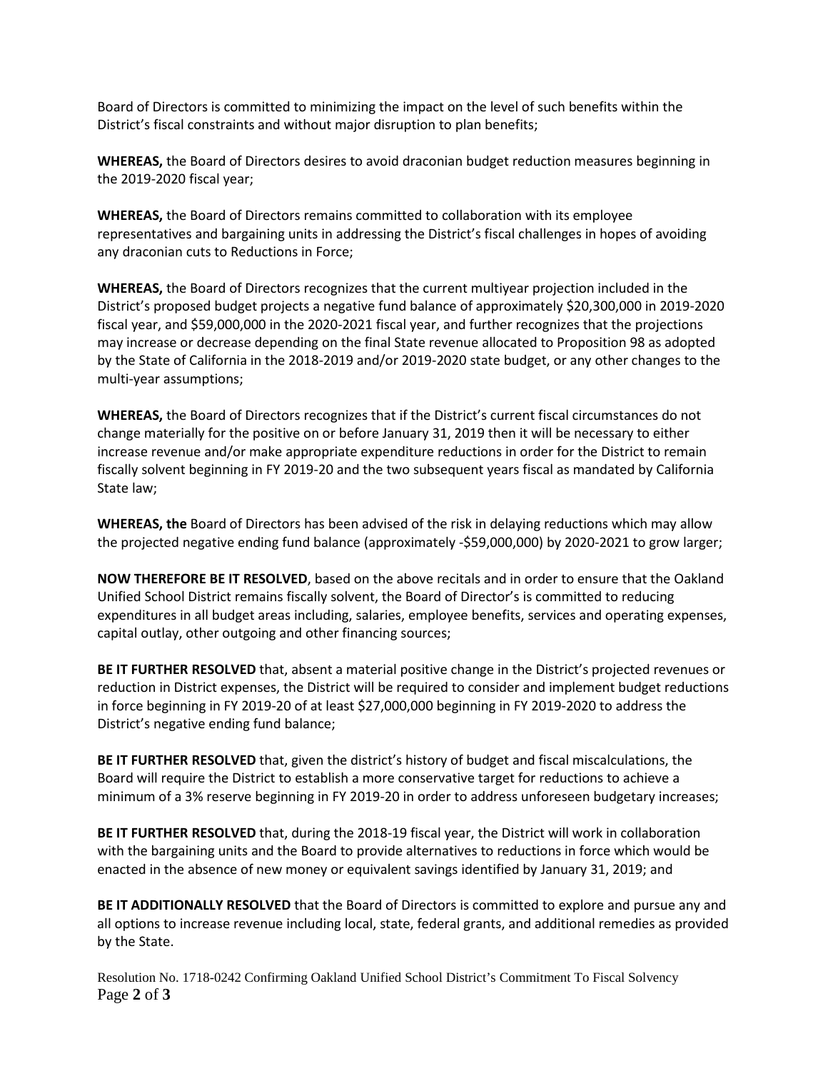Board of Directors is committed to minimizing the impact on the level of such benefits within the District's fiscal constraints and without major disruption to plan benefits;

**WHEREAS,** the Board of Directors desires to avoid draconian budget reduction measures beginning in the 2019-2020 fiscal year;

**WHEREAS,** the Board of Directors remains committed to collaboration with its employee representatives and bargaining units in addressing the District's fiscal challenges in hopes of avoiding any draconian cuts to Reductions in Force;

**WHEREAS,** the Board of Directors recognizes that the current multiyear projection included in the District's proposed budget projects a negative fund balance of approximately $20,300,000 in 2019-2020 fiscal year, and $59,000,000 in the 2020-2021 fiscal year, and further recognizes that the projections may increase or decrease depending on the final State revenue allocated to Proposition 98 as adopted by the State of California in the 2018-2019 and/or 2019-2020 state budget, or any other changes to the multi-year assumptions;

**WHEREAS,** the Board of Directors recognizes that if the District's current fiscal circumstances do not change materially for the positive on or before January 31, 2019 then it will be necessary to either increase revenue and/or make appropriate expenditure reductions in order for the District to remain fiscally solvent beginning in FY 2019-20 and the two subsequent years fiscal as mandated by California State law;

**WHEREAS, the** Board of Directors has been advised of the risk in delaying reductions which may allow the projected negative ending fund balance (approximately -$59,000,000) by 2020-2021 to grow larger;

**NOW THEREFORE BE IT RESOLVED**, based on the above recitals and in order to ensure that the Oakland Unified School District remains fiscally solvent, the Board of Director's is committed to reducing expenditures in all budget areas including, salaries, employee benefits, services and operating expenses, capital outlay, other outgoing and other financing sources;

**BE IT FURTHER RESOLVED** that, absent a material positive change in the District's projected revenues or reduction in District expenses, the District will be required to consider and implement budget reductions in force beginning in FY 2019-20 of at least $27,000,000 beginning in FY 2019-2020 to address the District's negative ending fund balance;

**BE IT FURTHER RESOLVED** that, given the district's history of budget and fiscal miscalculations, the Board will require the District to establish a more conservative target for reductions to achieve a minimum of a 3% reserve beginning in FY 2019-20 in order to address unforeseen budgetary increases;

**BE IT FURTHER RESOLVED** that, during the 2018-19 fiscal year, the District will work in collaboration with the bargaining units and the Board to provide alternatives to reductions in force which would be enacted in the absence of new money or equivalent savings identified by January 31, 2019; and

**BE IT ADDITIONALLY RESOLVED** that the Board of Directors is committed to explore and pursue any and all options to increase revenue including local, state, federal grants, and additional remedies as provided by the State.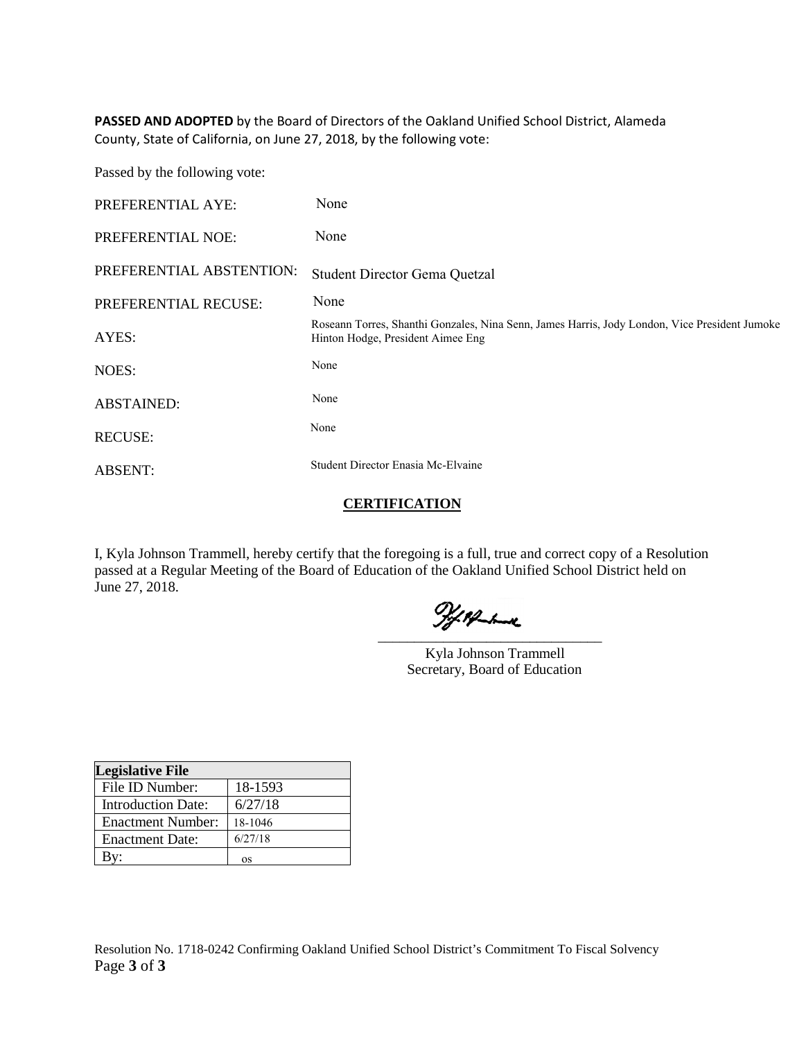**PASSED AND ADOPTED** by the Board of Directors of the Oakland Unified School District, Alameda County, State of California, on June 27, 2018, by the following vote:

Passed by the following vote:

| | |
|---|---|
| PREFERENTIAL AYE: | None |
| PREFERENTIAL NOE: | None |
| PREFERENTIAL ABSTENTION: | Student Director Gema Quetzal |
| PREFERENTIAL RECUSE: | None |
| AYES: | Roseann Torres, Shanthi Gonzales, Nina Senn, James Harris, Jody London, Vice President Jumoke Hinton Hodge, President Aimee Eng |
| NOES: | None |
| ABSTAINED: | None |
| RECUSE: | None |
| ABSENT: | Student Director Enasia Mc-Elvaine |

## CERTIFICATION

I, Kyla Johnson Trammell, hereby certify that the foregoing is a full, true and correct copy of a Resolution passed at a Regular Meeting of the Board of Education of the Oakland Unified School District held on June 27, 2018.

Kyla Johnson Trammell
Secretary, Board of Education

| Legislative File | |
|---|---|
| File ID Number: | 18-1593 |
| Introduction Date: | 6/27/18 |
| Enactment Number: | 18-1046 |
| Enactment Date: | 6/27/18 |
| By: | os |

Resolution No. 1718-0242 Confirming Oakland Unified School District's Commitment To Fiscal Solvency